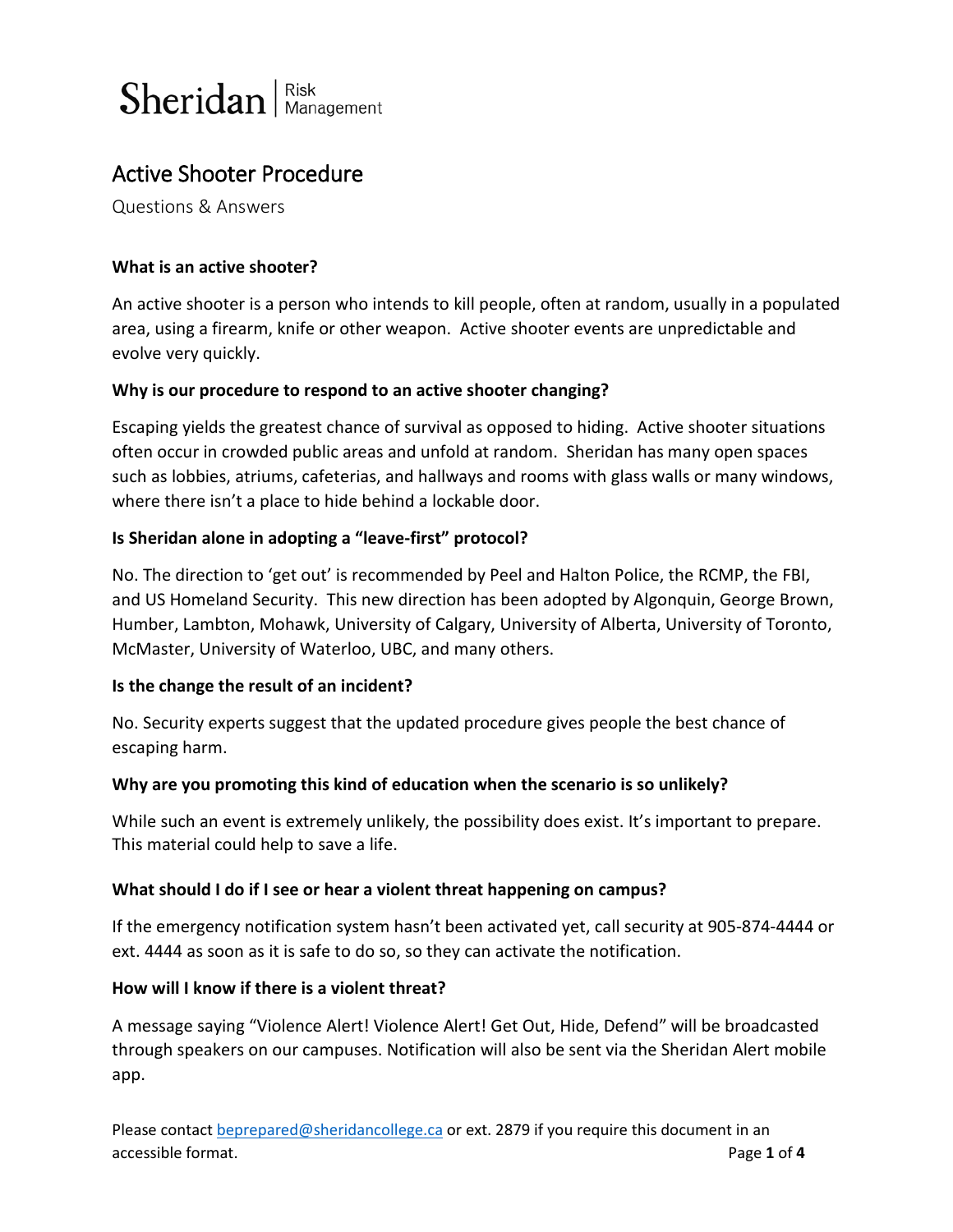Sheridan | Risk Management

# Active Shooter Procedure

Questions & Answers

**What is an active shooter?**

An active shooter is a person who intends to kill people, often at random, usually in a populated area, using a firearm, knife or other weapon. Active shooter events are unpredictable and evolve very quickly.

**Why is our procedure to respond to an active shooter changing?**

Escaping yields the greatest chance of survival as opposed to hiding. Active shooter situations often occur in crowded public areas and unfold at random. Sheridan has many open spaces such as lobbies, atriums, cafeterias, and hallways and rooms with glass walls or many windows, where there isn't a place to hide behind a lockable door.

**Is Sheridan alone in adopting a "leave-first" protocol?**

No. The direction to 'get out' is recommended by Peel and Halton Police, the RCMP, the FBI, and US Homeland Security. This new direction has been adopted by Algonquin, George Brown, Humber, Lambton, Mohawk, University of Calgary, University of Alberta, University of Toronto, McMaster, University of Waterloo, UBC, and many others.

**Is the change the result of an incident?**

No. Security experts suggest that the updated procedure gives people the best chance of escaping harm.

**Why are you promoting this kind of education when the scenario is so unlikely?**

While such an event is extremely unlikely, the possibility does exist. It's important to prepare. This material could help to save a life.

**What should I do if I see or hear a violent threat happening on campus?**

If the emergency notification system hasn't been activated yet, call security at 905-874-4444 or ext. 4444 as soon as it is safe to do so, so they can activate the notification.

**How will I know if there is a violent threat?**

A message saying "Violence Alert! Violence Alert! Get Out, Hide, Defend" will be broadcasted through speakers on our campuses. Notification will also be sent via the Sheridan Alert mobile app.

Please contact beprepared@sheridancollege.ca or ext. 2879 if you require this document in an accessible format.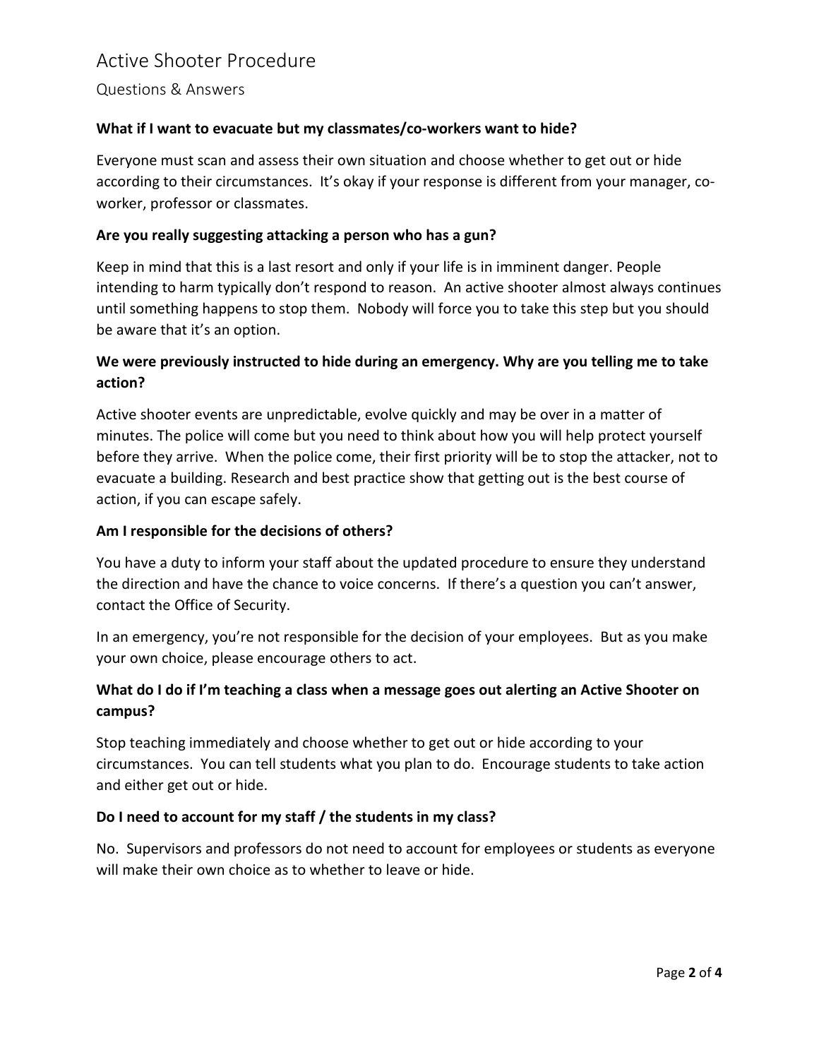# Active Shooter Procedure

## Questions & Answers

**What if I want to evacuate but my classmates/co-workers want to hide?**

Everyone must scan and assess their own situation and choose whether to get out or hide according to their circumstances. It's okay if your response is different from your manager, co-worker, professor or classmates.

**Are you really suggesting attacking a person who has a gun?**

Keep in mind that this is a last resort and only if your life is in imminent danger. People intending to harm typically don't respond to reason. An active shooter almost always continues until something happens to stop them. Nobody will force you to take this step but you should be aware that it's an option.

**We were previously instructed to hide during an emergency. Why are you telling me to take action?**

Active shooter events are unpredictable, evolve quickly and may be over in a matter of minutes. The police will come but you need to think about how you will help protect yourself before they arrive. When the police come, their first priority will be to stop the attacker, not to evacuate a building. Research and best practice show that getting out is the best course of action, if you can escape safely.

**Am I responsible for the decisions of others?**

You have a duty to inform your staff about the updated procedure to ensure they understand the direction and have the chance to voice concerns. If there's a question you can't answer, contact the Office of Security.

In an emergency, you're not responsible for the decision of your employees. But as you make your own choice, please encourage others to act.

**What do I do if I'm teaching a class when a message goes out alerting an Active Shooter on campus?**

Stop teaching immediately and choose whether to get out or hide according to your circumstances. You can tell students what you plan to do. Encourage students to take action and either get out or hide.

**Do I need to account for my staff / the students in my class?**

No. Supervisors and professors do not need to account for employees or students as everyone will make their own choice as to whether to leave or hide.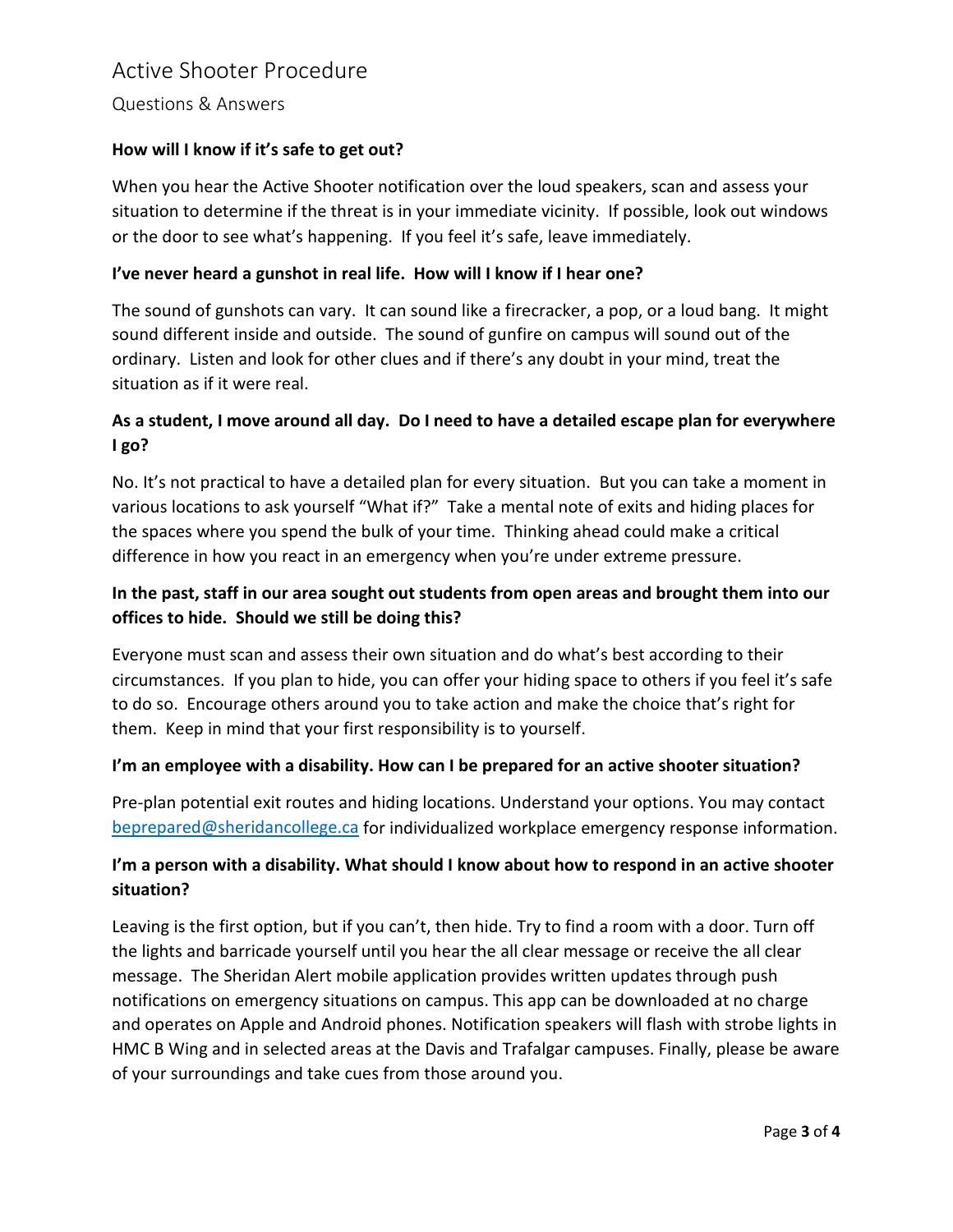# Active Shooter Procedure

## Questions & Answers

**How will I know if it's safe to get out?**

When you hear the Active Shooter notification over the loud speakers, scan and assess your situation to determine if the threat is in your immediate vicinity. If possible, look out windows or the door to see what's happening. If you feel it's safe, leave immediately.

**I've never heard a gunshot in real life. How will I know if I hear one?**

The sound of gunshots can vary. It can sound like a firecracker, a pop, or a loud bang. It might sound different inside and outside. The sound of gunfire on campus will sound out of the ordinary. Listen and look for other clues and if there's any doubt in your mind, treat the situation as if it were real.

**As a student, I move around all day. Do I need to have a detailed escape plan for everywhere I go?**

No. It's not practical to have a detailed plan for every situation. But you can take a moment in various locations to ask yourself "What if?" Take a mental note of exits and hiding places for the spaces where you spend the bulk of your time. Thinking ahead could make a critical difference in how you react in an emergency when you're under extreme pressure.

**In the past, staff in our area sought out students from open areas and brought them into our offices to hide. Should we still be doing this?**

Everyone must scan and assess their own situation and do what's best according to their circumstances. If you plan to hide, you can offer your hiding space to others if you feel it's safe to do so. Encourage others around you to take action and make the choice that's right for them. Keep in mind that your first responsibility is to yourself.

**I'm an employee with a disability. How can I be prepared for an active shooter situation?**

Pre-plan potential exit routes and hiding locations. Understand your options. You may contact beprepared@sheridancollege.ca for individualized workplace emergency response information.

**I'm a person with a disability. What should I know about how to respond in an active shooter situation?**

Leaving is the first option, but if you can't, then hide. Try to find a room with a door. Turn off the lights and barricade yourself until you hear the all clear message or receive the all clear message. The Sheridan Alert mobile application provides written updates through push notifications on emergency situations on campus. This app can be downloaded at no charge and operates on Apple and Android phones. Notification speakers will flash with strobe lights in HMC B Wing and in selected areas at the Davis and Trafalgar campuses. Finally, please be aware of your surroundings and take cues from those around you.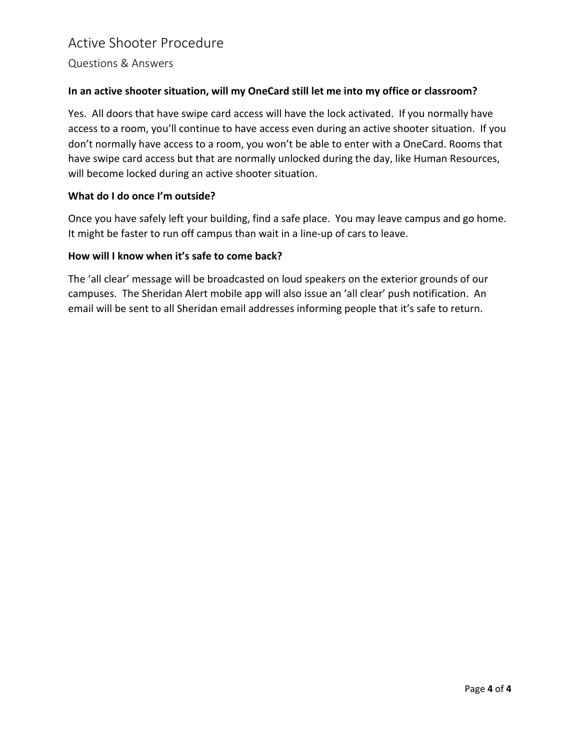# Active Shooter Procedure

## Questions & Answers

**In an active shooter situation, will my OneCard still let me into my office or classroom?**

Yes. All doors that have swipe card access will have the lock activated. If you normally have access to a room, you'll continue to have access even during an active shooter situation. If you don't normally have access to a room, you won't be able to enter with a OneCard. Rooms that have swipe card access but that are normally unlocked during the day, like Human Resources, will become locked during an active shooter situation.

**What do I do once I'm outside?**

Once you have safely left your building, find a safe place. You may leave campus and go home. It might be faster to run off campus than wait in a line-up of cars to leave.

**How will I know when it's safe to come back?**

The 'all clear' message will be broadcasted on loud speakers on the exterior grounds of our campuses. The Sheridan Alert mobile app will also issue an 'all clear' push notification. An email will be sent to all Sheridan email addresses informing people that it's safe to return.